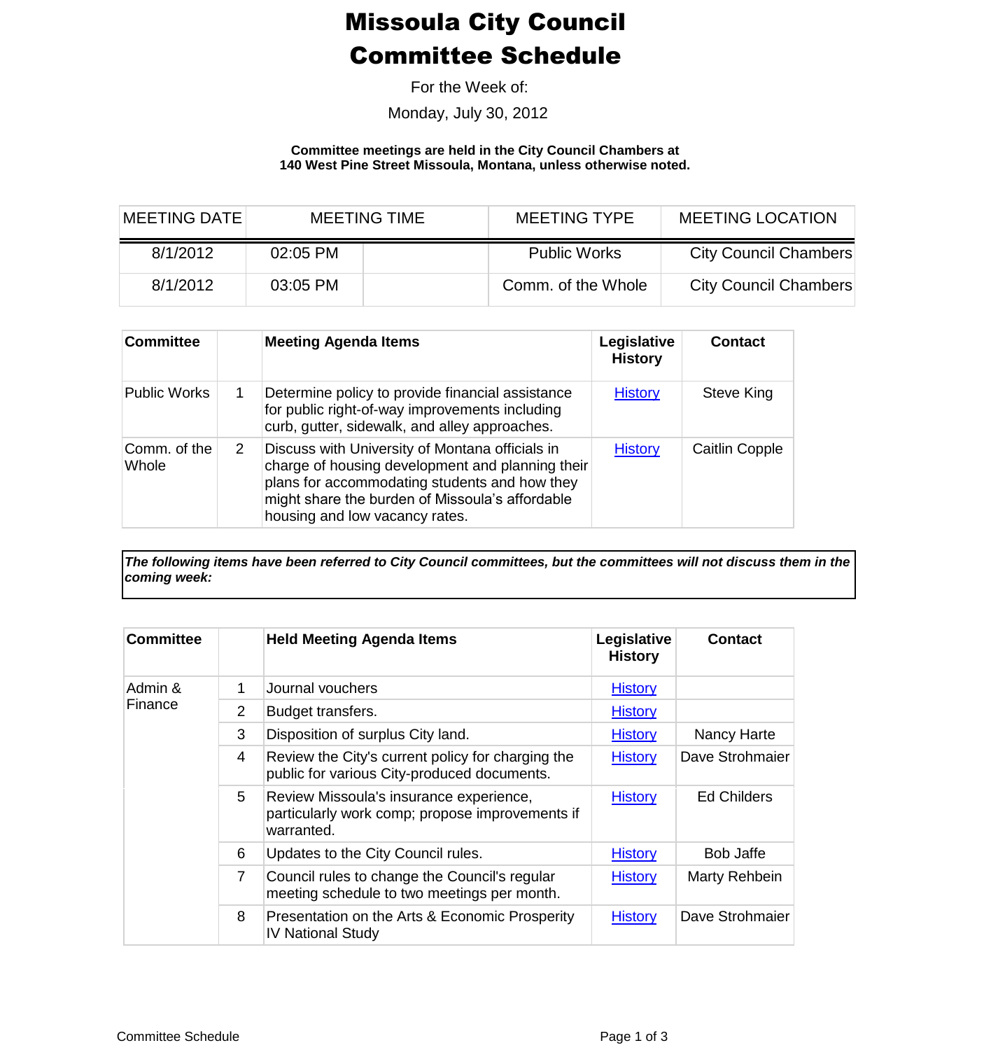# Missoula City Council Committee Schedule

For the Week of:

Monday, July 30, 2012

**Committee meetings are held in the City Council Chambers at 140 West Pine Street Missoula, Montana, unless otherwise noted.**

| MEETING DATE | MEETING TIME | | MEETING TYPE | MEETING LOCATION |
|---|---|---|---|---|
| 8/1/2012 | 02:05 PM | | Public Works | City Council Chambers |
| 8/1/2012 | 03:05 PM | | Comm. of the Whole | City Council Chambers |

| Committee | | Meeting Agenda Items | Legislative History | Contact |
|---|---|---|---|---|
| Public Works | 1 | Determine policy to provide financial assistance for public right-of-way improvements including curb, gutter, sidewalk, and alley approaches. | History | Steve King |
| Comm. of the Whole | 2 | Discuss with University of Montana officials in charge of housing development and planning their plans for accommodating students and how they might share the burden of Missoula's affordable housing and low vacancy rates. | History | Caitlin Copple |

***The following items have been referred to City Council committees, but the committees will not discuss them in the coming week:***

| Committee | | Held Meeting Agenda Items | Legislative History | Contact |
|---|---|---|---|---|
| Admin & Finance | 1 | Journal vouchers | History | |
| | 2 | Budget transfers. | History | |
| | 3 | Disposition of surplus City land. | History | Nancy Harte |
| | 4 | Review the City's current policy for charging the public for various City-produced documents. | History | Dave Strohmaier |
| | 5 | Review Missoula's insurance experience, particularly work comp; propose improvements if warranted. | History | Ed Childers |
| | 6 | Updates to the City Council rules. | History | Bob Jaffe |
| | 7 | Council rules to change the Council's regular meeting schedule to two meetings per month. | History | Marty Rehbein |
| | 8 | Presentation on the Arts & Economic Prosperity IV National Study | History | Dave Strohmaier |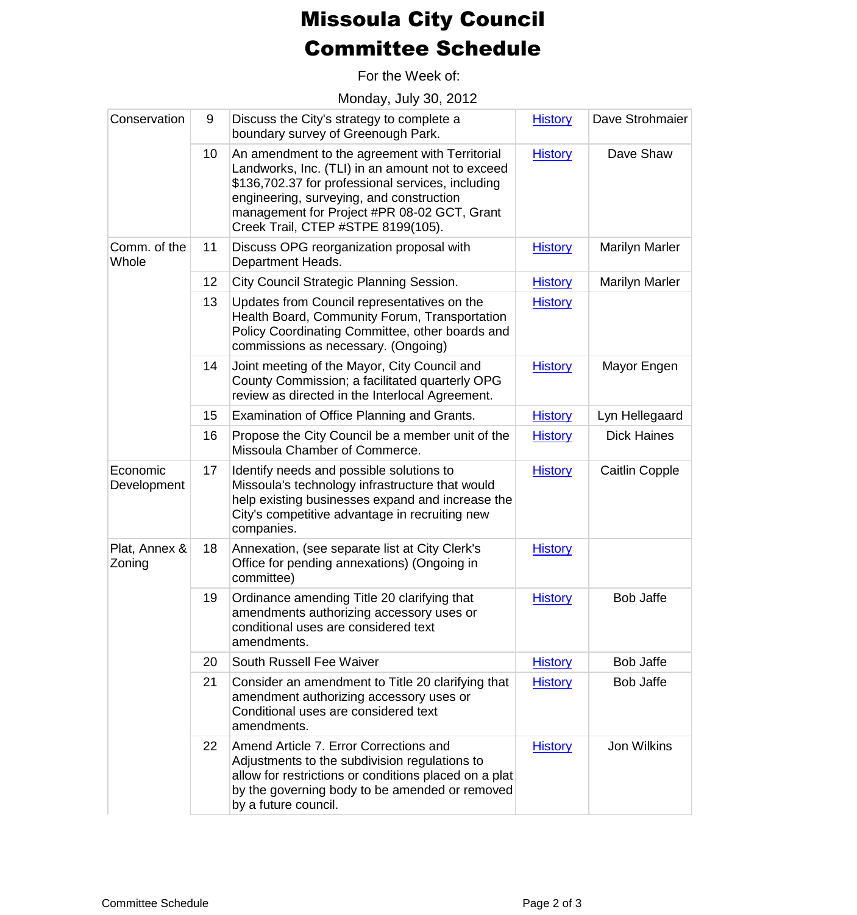# Missoula City Council
# Committee Schedule

For the Week of:

Monday, July 30, 2012

| Committee | # | Item | History | Sponsor |
|---|---|---|---|---|
| Conservation | 9 | Discuss the City's strategy to complete a boundary survey of Greenough Park. | History | Dave Strohmaier |
| | 10 | An amendment to the agreement with Territorial Landworks, Inc. (TLI) in an amount not to exceed $136,702.37 for professional services, including engineering, surveying, and construction management for Project #PR 08-02 GCT, Grant Creek Trail, CTEP #STPE 8199(105). | History | Dave Shaw |
| Comm. of the Whole | 11 | Discuss OPG reorganization proposal with Department Heads. | History | Marilyn Marler |
| | 12 | City Council Strategic Planning Session. | History | Marilyn Marler |
| | 13 | Updates from Council representatives on the Health Board, Community Forum, Transportation Policy Coordinating Committee, other boards and commissions as necessary. (Ongoing) | History | |
| | 14 | Joint meeting of the Mayor, City Council and County Commission; a facilitated quarterly OPG review as directed in the Interlocal Agreement. | History | Mayor Engen |
| | 15 | Examination of Office Planning and Grants. | History | Lyn Hellegaard |
| | 16 | Propose the City Council be a member unit of the Missoula Chamber of Commerce. | History | Dick Haines |
| Economic Development | 17 | Identify needs and possible solutions to Missoula's technology infrastructure that would help existing businesses expand and increase the City's competitive advantage in recruiting new companies. | History | Caitlin Copple |
| Plat, Annex & Zoning | 18 | Annexation, (see separate list at City Clerk's Office for pending annexations) (Ongoing in committee) | History | |
| | 19 | Ordinance amending Title 20 clarifying that amendments authorizing accessory uses or conditional uses are considered text amendments. | History | Bob Jaffe |
| | 20 | South Russell Fee Waiver | History | Bob Jaffe |
| | 21 | Consider an amendment to Title 20 clarifying that amendment authorizing accessory uses or Conditional uses are considered text amendments. | History | Bob Jaffe |
| | 22 | Amend Article 7. Error Corrections and Adjustments to the subdivision regulations to allow for restrictions or conditions placed on a plat by the governing body to be amended or removed by a future council. | History | Jon Wilkins |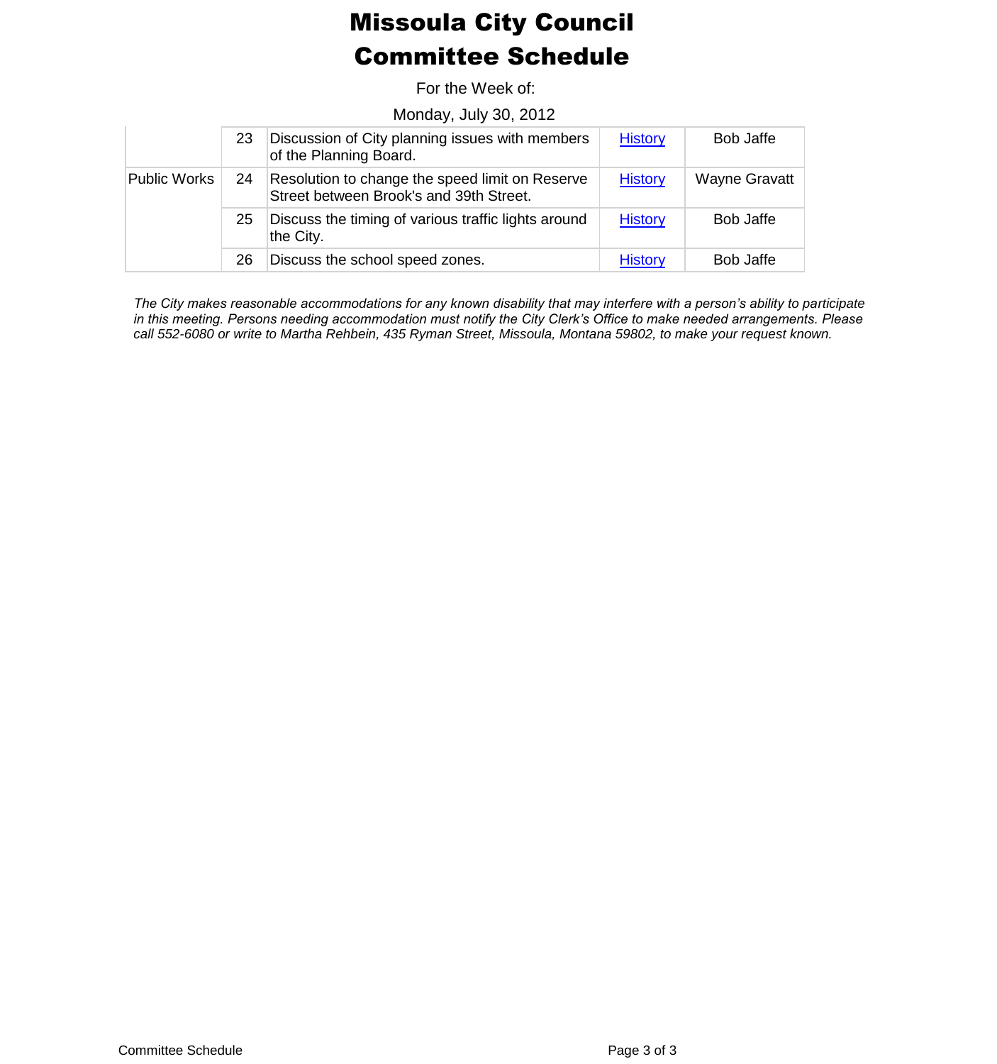# Missoula City Council
# Committee Schedule

For the Week of:

Monday, July 30, 2012

| | | | | |
|---|---|---|---|---|
| | 23 | Discussion of City planning issues with members of the Planning Board. | History | Bob Jaffe |
| Public Works | 24 | Resolution to change the speed limit on Reserve Street between Brook's and 39th Street. | History | Wayne Gravatt |
| | 25 | Discuss the timing of various traffic lights around the City. | History | Bob Jaffe |
| | 26 | Discuss the school speed zones. | History | Bob Jaffe |

*The City makes reasonable accommodations for any known disability that may interfere with a person's ability to participate in this meeting. Persons needing accommodation must notify the City Clerk's Office to make needed arrangements. Please call 552-6080 or write to Martha Rehbein, 435 Ryman Street, Missoula, Montana 59802, to make your request known.*